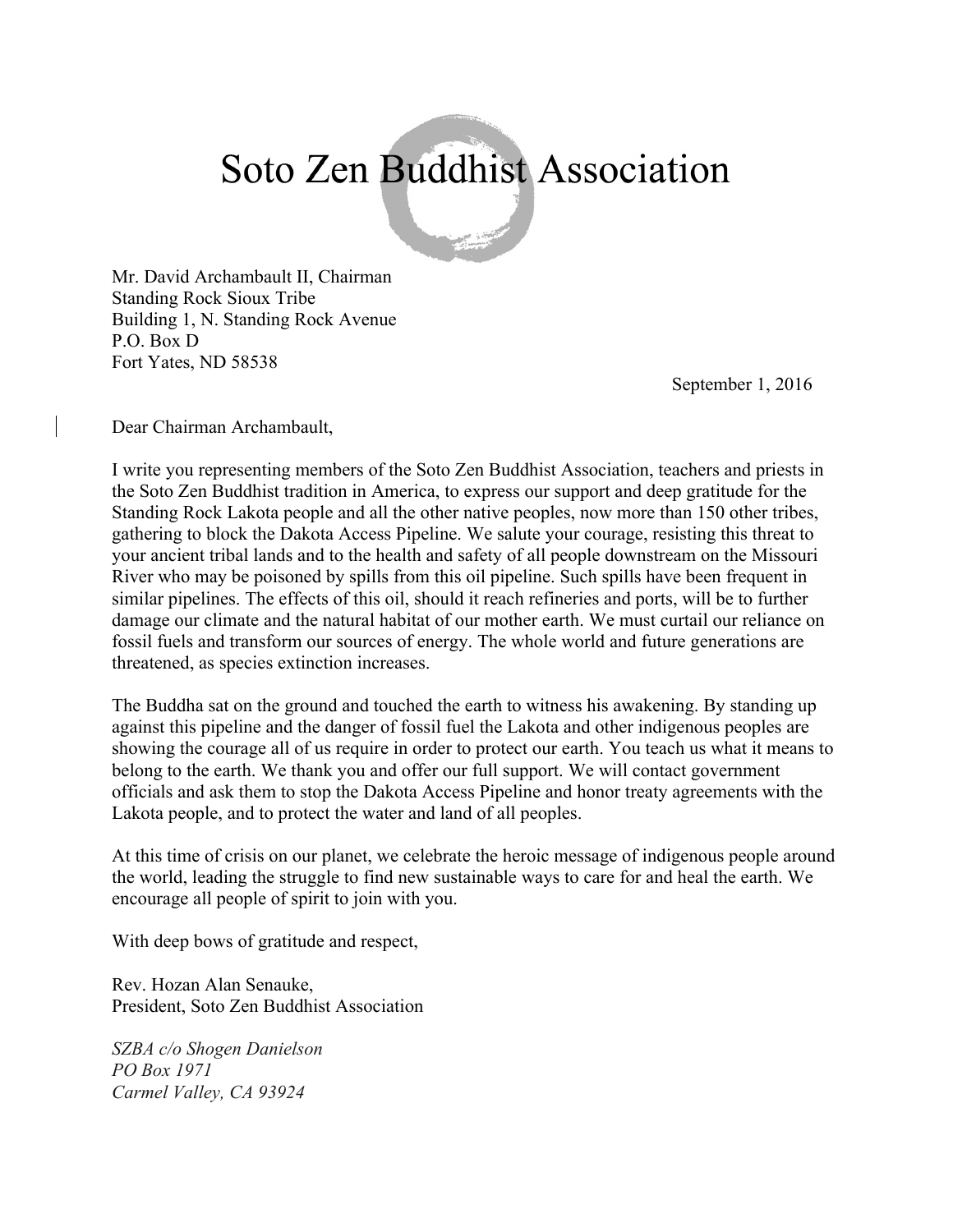# Soto Zen Buddhist Association

Mr. David Archambault II, Chairman
Standing Rock Sioux Tribe
Building 1, N. Standing Rock Avenue
P.O. Box D
Fort Yates, ND 58538

September 1, 2016

Dear Chairman Archambault,

I write you representing members of the Soto Zen Buddhist Association, teachers and priests in the Soto Zen Buddhist tradition in America, to express our support and deep gratitude for the Standing Rock Lakota people and all the other native peoples, now more than 150 other tribes, gathering to block the Dakota Access Pipeline. We salute your courage, resisting this threat to your ancient tribal lands and to the health and safety of all people downstream on the Missouri River who may be poisoned by spills from this oil pipeline. Such spills have been frequent in similar pipelines. The effects of this oil, should it reach refineries and ports, will be to further damage our climate and the natural habitat of our mother earth. We must curtail our reliance on fossil fuels and transform our sources of energy. The whole world and future generations are threatened, as species extinction increases.

The Buddha sat on the ground and touched the earth to witness his awakening. By standing up against this pipeline and the danger of fossil fuel the Lakota and other indigenous peoples are showing the courage all of us require in order to protect our earth. You teach us what it means to belong to the earth. We thank you and offer our full support. We will contact government officials and ask them to stop the Dakota Access Pipeline and honor treaty agreements with the Lakota people, and to protect the water and land of all peoples.

At this time of crisis on our planet, we celebrate the heroic message of indigenous people around the world, leading the struggle to find new sustainable ways to care for and heal the earth. We encourage all people of spirit to join with you.

With deep bows of gratitude and respect,

Rev. Hozan Alan Senauke,
President, Soto Zen Buddhist Association

*SZBA c/o Shogen Danielson*
*PO Box 1971*
*Carmel Valley, CA 93924*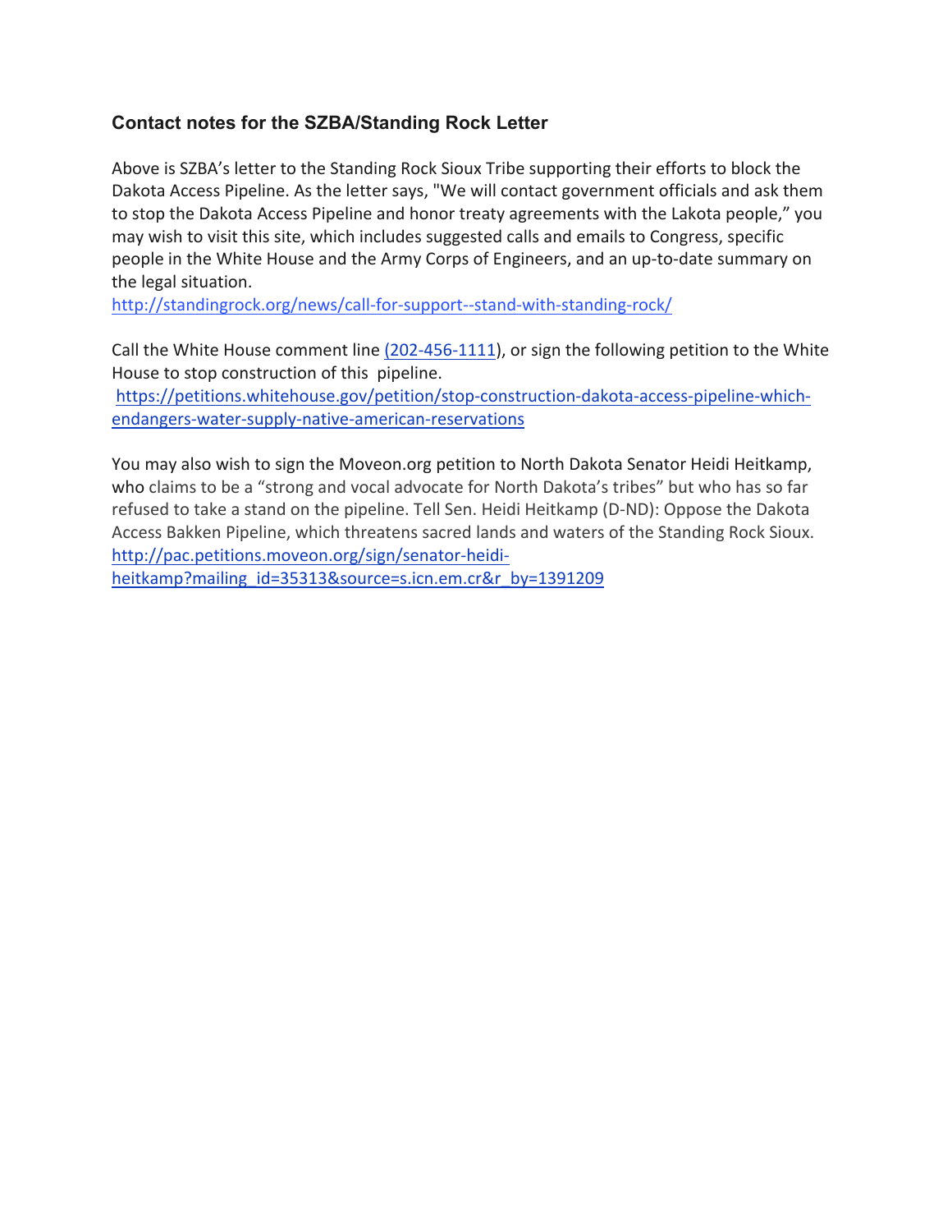### Contact notes for the SZBA/Standing Rock Letter

Above is SZBA's letter to the Standing Rock Sioux Tribe supporting their efforts to block the Dakota Access Pipeline. As the letter says, "We will contact government officials and ask them to stop the Dakota Access Pipeline and honor treaty agreements with the Lakota people," you may wish to visit this site, which includes suggested calls and emails to Congress, specific people in the White House and the Army Corps of Engineers, and an up-to-date summary on the legal situation.
http://standingrock.org/news/call-for-support--stand-with-standing-rock/

Call the White House comment line (202-456-1111), or sign the following petition to the White House to stop construction of this pipeline.
https://petitions.whitehouse.gov/petition/stop-construction-dakota-access-pipeline-which-endangers-water-supply-native-american-reservations

You may also wish to sign the Moveon.org petition to North Dakota Senator Heidi Heitkamp, who claims to be a "strong and vocal advocate for North Dakota's tribes" but who has so far refused to take a stand on the pipeline. Tell Sen. Heidi Heitkamp (D-ND): Oppose the Dakota Access Bakken Pipeline, which threatens sacred lands and waters of the Standing Rock Sioux.
http://pac.petitions.moveon.org/sign/senator-heidi-heitkamp?mailing_id=35313&source=s.icn.em.cr&r_by=1391209